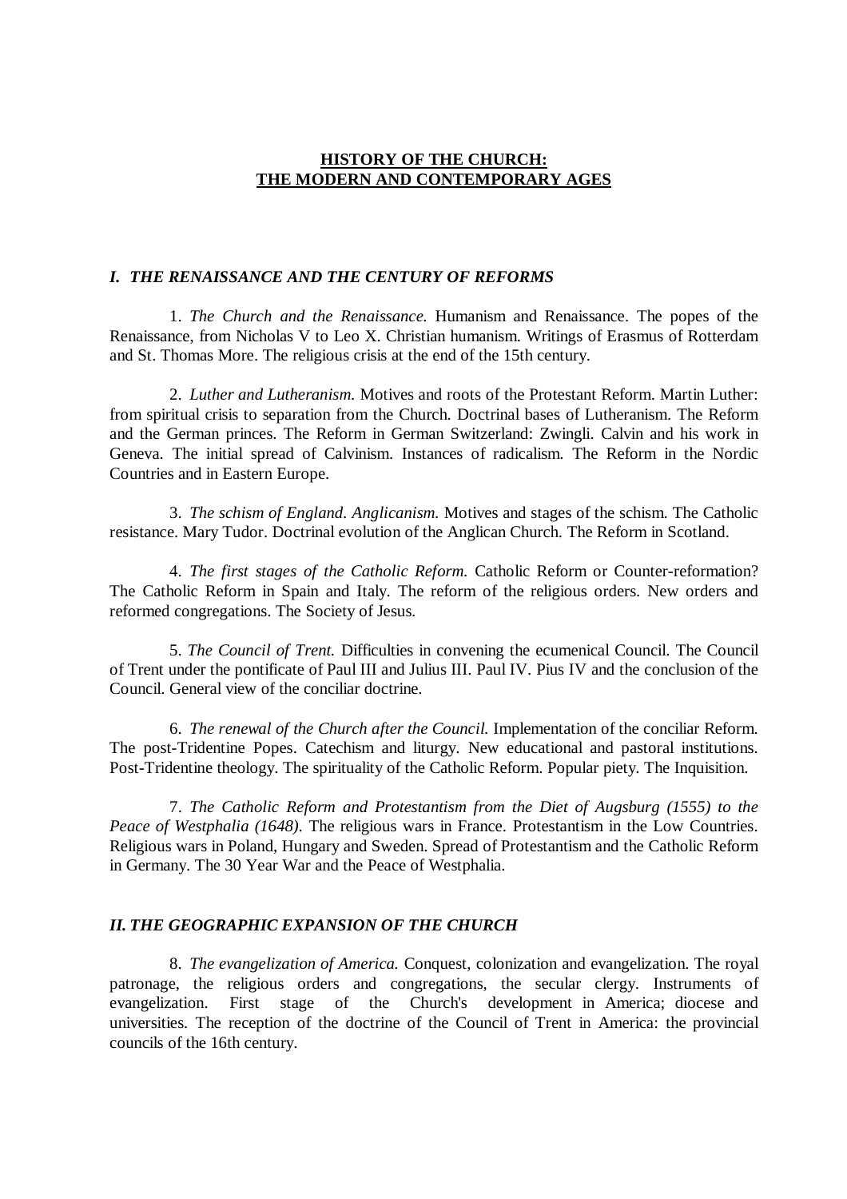# HISTORY OF THE CHURCH: THE MODERN AND CONTEMPORARY AGES

## *I. THE RENAISSANCE AND THE CENTURY OF REFORMS*

1. *The Church and the Renaissance.* Humanism and Renaissance. The popes of the Renaissance, from Nicholas V to Leo X. Christian humanism. Writings of Erasmus of Rotterdam and St. Thomas More. The religious crisis at the end of the 15th century.

2. *Luther and Lutheranism.* Motives and roots of the Protestant Reform. Martin Luther: from spiritual crisis to separation from the Church. Doctrinal bases of Lutheranism. The Reform and the German princes. The Reform in German Switzerland: Zwingli. Calvin and his work in Geneva. The initial spread of Calvinism. Instances of radicalism. The Reform in the Nordic Countries and in Eastern Europe.

3. *The schism of England. Anglicanism.* Motives and stages of the schism. The Catholic resistance. Mary Tudor. Doctrinal evolution of the Anglican Church. The Reform in Scotland.

4. *The first stages of the Catholic Reform.* Catholic Reform or Counter-reformation? The Catholic Reform in Spain and Italy. The reform of the religious orders. New orders and reformed congregations. The Society of Jesus.

5. *The Council of Trent.* Difficulties in convening the ecumenical Council. The Council of Trent under the pontificate of Paul III and Julius III. Paul IV. Pius IV and the conclusion of the Council. General view of the conciliar doctrine.

6. *The renewal of the Church after the Council.* Implementation of the conciliar Reform. The post-Tridentine Popes. Catechism and liturgy. New educational and pastoral institutions. Post-Tridentine theology. The spirituality of the Catholic Reform. Popular piety. The Inquisition.

7. *The Catholic Reform and Protestantism from the Diet of Augsburg (1555) to the Peace of Westphalia (1648).* The religious wars in France. Protestantism in the Low Countries. Religious wars in Poland, Hungary and Sweden. Spread of Protestantism and the Catholic Reform in Germany. The 30 Year War and the Peace of Westphalia.

## *II. THE GEOGRAPHIC EXPANSION OF THE CHURCH*

8. *The evangelization of America.* Conquest, colonization and evangelization. The royal patronage, the religious orders and congregations, the secular clergy. Instruments of evangelization. First stage of the Church's development in America; diocese and universities. The reception of the doctrine of the Council of Trent in America: the provincial councils of the 16th century.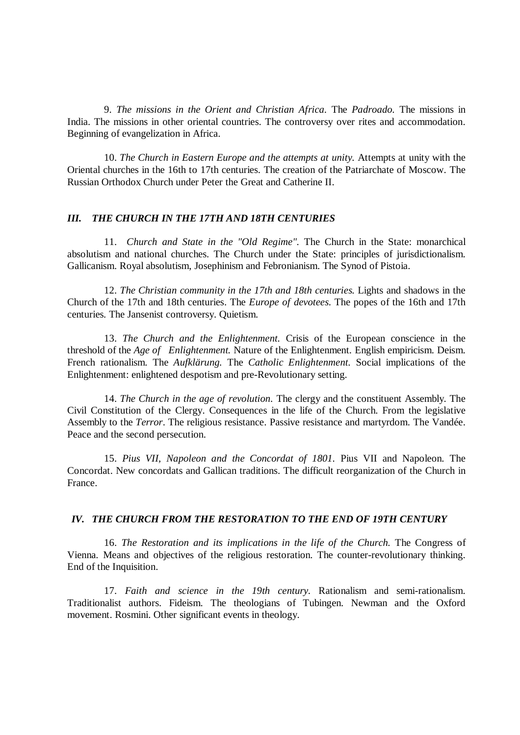9. *The missions in the Orient and Christian Africa.* The *Padroado.* The missions in India. The missions in other oriental countries. The controversy over rites and accommodation. Beginning of evangelization in Africa.

10. *The Church in Eastern Europe and the attempts at unity.* Attempts at unity with the Oriental churches in the 16th to 17th centuries. The creation of the Patriarchate of Moscow. The Russian Orthodox Church under Peter the Great and Catherine II.

## *III. THE CHURCH IN THE 17TH AND 18TH CENTURIES*

11. *Church and State in the "Old Regime".* The Church in the State: monarchical absolutism and national churches. The Church under the State: principles of jurisdictionalism. Gallicanism. Royal absolutism, Josephinism and Febronianism. The Synod of Pistoia.

12. *The Christian community in the 17th and 18th centuries.* Lights and shadows in the Church of the 17th and 18th centuries. The *Europe of devotees.* The popes of the 16th and 17th centuries. The Jansenist controversy. Quietism.

13. *The Church and the Enlightenment.* Crisis of the European conscience in the threshold of the *Age of Enlightenment.* Nature of the Enlightenment. English empiricism. Deism. French rationalism. The *Aufklärung.* The *Catholic Enlightenment.* Social implications of the Enlightenment: enlightened despotism and pre-Revolutionary setting.

14. *The Church in the age of revolution.* The clergy and the constituent Assembly. The Civil Constitution of the Clergy. Consequences in the life of the Church. From the legislative Assembly to the *Terror*. The religious resistance. Passive resistance and martyrdom. The Vandée. Peace and the second persecution.

15. *Pius VII, Napoleon and the Concordat of 1801.* Pius VII and Napoleon. The Concordat. New concordats and Gallican traditions. The difficult reorganization of the Church in France.

## *IV. THE CHURCH FROM THE RESTORATION TO THE END OF 19TH CENTURY*

16. *The Restoration and its implications in the life of the Church.* The Congress of Vienna. Means and objectives of the religious restoration. The counter-revolutionary thinking. End of the Inquisition.

17. *Faith and science in the 19th century.* Rationalism and semi-rationalism. Traditionalist authors. Fideism. The theologians of Tubingen. Newman and the Oxford movement. Rosmini. Other significant events in theology.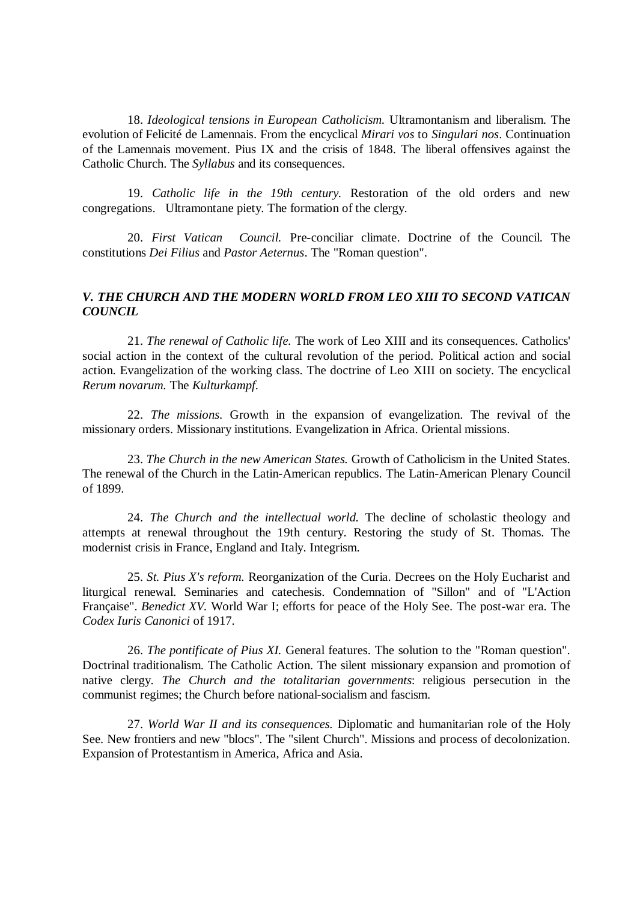18. *Ideological tensions in European Catholicism.* Ultramontanism and liberalism. The evolution of Felicité de Lamennais. From the encyclical *Mirari vos* to *Singulari nos*. Continuation of the Lamennais movement. Pius IX and the crisis of 1848. The liberal offensives against the Catholic Church. The *Syllabus* and its consequences.

19. *Catholic life in the 19th century.* Restoration of the old orders and new congregations. Ultramontane piety. The formation of the clergy.

20. *First Vatican Council.* Pre-conciliar climate. Doctrine of the Council. The constitutions *Dei Filius* and *Pastor Aeternus*. The "Roman question".

## *V. THE CHURCH AND THE MODERN WORLD FROM LEO XIII TO SECOND VATICAN COUNCIL*

21. *The renewal of Catholic life.* The work of Leo XIII and its consequences. Catholics' social action in the context of the cultural revolution of the period. Political action and social action. Evangelization of the working class. The doctrine of Leo XIII on society. The encyclical *Rerum novarum.* The *Kulturkampf.*

22. *The missions.* Growth in the expansion of evangelization. The revival of the missionary orders. Missionary institutions. Evangelization in Africa. Oriental missions.

23. *The Church in the new American States.* Growth of Catholicism in the United States. The renewal of the Church in the Latin-American republics. The Latin-American Plenary Council of 1899.

24. *The Church and the intellectual world.* The decline of scholastic theology and attempts at renewal throughout the 19th century. Restoring the study of St. Thomas. The modernist crisis in France, England and Italy. Integrism.

25. *St. Pius X's reform.* Reorganization of the Curia. Decrees on the Holy Eucharist and liturgical renewal. Seminaries and catechesis. Condemnation of "Sillon" and of "L'Action Française". *Benedict XV.* World War I; efforts for peace of the Holy See. The post-war era. The *Codex Iuris Canonici* of 1917.

26. *The pontificate of Pius XI.* General features. The solution to the "Roman question". Doctrinal traditionalism. The Catholic Action. The silent missionary expansion and promotion of native clergy. *The Church and the totalitarian governments*: religious persecution in the communist regimes; the Church before national-socialism and fascism.

27. *World War II and its consequences.* Diplomatic and humanitarian role of the Holy See. New frontiers and new "blocs". The "silent Church". Missions and process of decolonization. Expansion of Protestantism in America, Africa and Asia.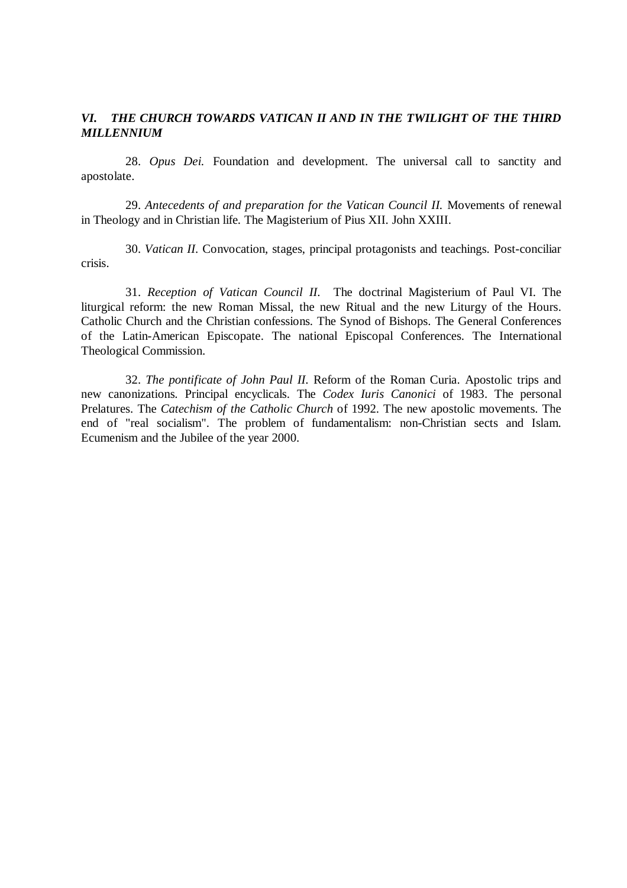### *VI. THE CHURCH TOWARDS VATICAN II AND IN THE TWILIGHT OF THE THIRD MILLENNIUM*

28. *Opus Dei.* Foundation and development. The universal call to sanctity and apostolate.

29. *Antecedents of and preparation for the Vatican Council II.* Movements of renewal in Theology and in Christian life. The Magisterium of Pius XII. John XXIII.

30. *Vatican II.* Convocation, stages, principal protagonists and teachings. Post-conciliar crisis.

31. *Reception of Vatican Council II.* The doctrinal Magisterium of Paul VI. The liturgical reform: the new Roman Missal, the new Ritual and the new Liturgy of the Hours. Catholic Church and the Christian confessions. The Synod of Bishops. The General Conferences of the Latin-American Episcopate. The national Episcopal Conferences. The International Theological Commission.

32. *The pontificate of John Paul II.* Reform of the Roman Curia. Apostolic trips and new canonizations. Principal encyclicals. The *Codex Iuris Canonici* of 1983. The personal Prelatures. The *Catechism of the Catholic Church* of 1992. The new apostolic movements. The end of "real socialism". The problem of fundamentalism: non-Christian sects and Islam. Ecumenism and the Jubilee of the year 2000.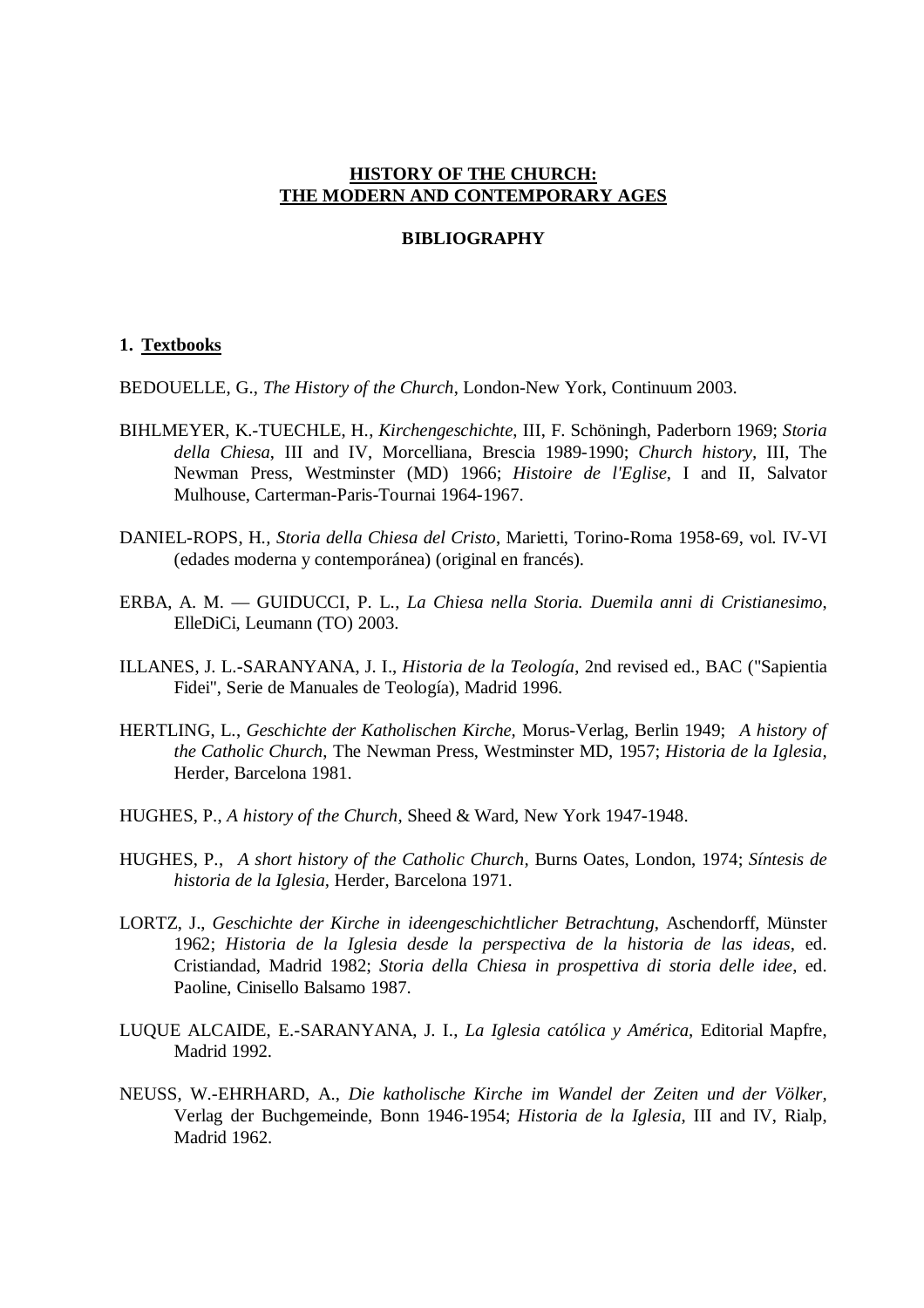**HISTORY OF THE CHURCH:**
**THE MODERN AND CONTEMPORARY AGES**

**BIBLIOGRAPHY**

## 1. Textbooks

BEDOUELLE, G., *The History of the Church*, London-New York, Continuum 2003.

BIHLMEYER, K.-TUECHLE, H., *Kirchengeschichte*, III, F. Schöningh, Paderborn 1969; *Storia della Chiesa*, III and IV, Morcelliana, Brescia 1989-1990; *Church history*, III, The Newman Press, Westminster (MD) 1966; *Histoire de l'Eglise*, I and II, Salvator Mulhouse, Carterman-Paris-Tournai 1964-1967.

DANIEL-ROPS, H., *Storia della Chiesa del Cristo*, Marietti, Torino-Roma 1958-69, vol. IV-VI (edades moderna y contemporánea) (original en francés).

ERBA, A. M. — GUIDUCCI, P. L., *La Chiesa nella Storia. Duemila anni di Cristianesimo*, ElleDiCi, Leumann (TO) 2003.

ILLANES, J. L.-SARANYANA, J. I., *Historia de la Teología*, 2nd revised ed., BAC ("Sapientia Fidei", Serie de Manuales de Teología), Madrid 1996.

HERTLING, L., *Geschichte der Katholischen Kirche*, Morus-Verlag, Berlin 1949; *A history of the Catholic Church*, The Newman Press, Westminster MD, 1957; *Historia de la Iglesia*, Herder, Barcelona 1981.

HUGHES, P., *A history of the Church*, Sheed & Ward, New York 1947-1948.

HUGHES, P., *A short history of the Catholic Church*, Burns Oates, London, 1974; *Síntesis de historia de la Iglesia*, Herder, Barcelona 1971.

LORTZ, J., *Geschichte der Kirche in ideengeschichtlicher Betrachtung*, Aschendorff, Münster 1962; *Historia de la Iglesia desde la perspectiva de la historia de las ideas*, ed. Cristiandad, Madrid 1982; *Storia della Chiesa in prospettiva di storia delle idee*, ed. Paoline, Cinisello Balsamo 1987.

LUQUE ALCAIDE, E.-SARANYANA, J. I., *La Iglesia católica y América*, Editorial Mapfre, Madrid 1992.

NEUSS, W.-EHRHARD, A., *Die katholische Kirche im Wandel der Zeiten und der Völker*, Verlag der Buchgemeinde, Bonn 1946-1954; *Historia de la Iglesia*, III and IV, Rialp, Madrid 1962.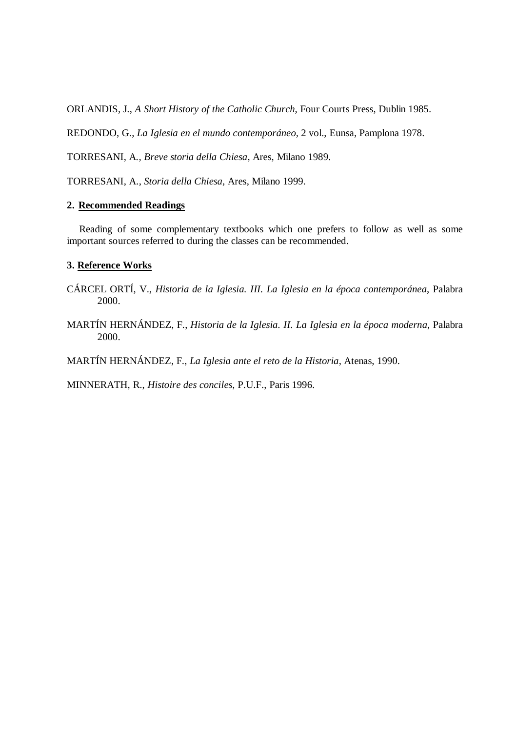ORLANDIS, J., *A Short History of the Catholic Church*, Four Courts Press, Dublin 1985.

REDONDO, G., *La Iglesia en el mundo contemporáneo,* 2 vol., Eunsa, Pamplona 1978.

TORRESANI, A., *Breve storia della Chiesa*, Ares, Milano 1989.

TORRESANI, A., *Storia della Chiesa*, Ares, Milano 1999.

## 2. Recommended Readings

Reading of some complementary textbooks which one prefers to follow as well as some important sources referred to during the classes can be recommended.

## 3. Reference Works

CÁRCEL ORTÍ, V., *Historia de la Iglesia. III. La Iglesia en la época contemporánea*, Palabra 2000.

MARTÍN HERNÁNDEZ, F., *Historia de la Iglesia. II. La Iglesia en la época moderna*, Palabra 2000.

MARTÍN HERNÁNDEZ, F., *La Iglesia ante el reto de la Historia*, Atenas, 1990.

MINNERATH, R., *Histoire des conciles*, P.U.F., Paris 1996.